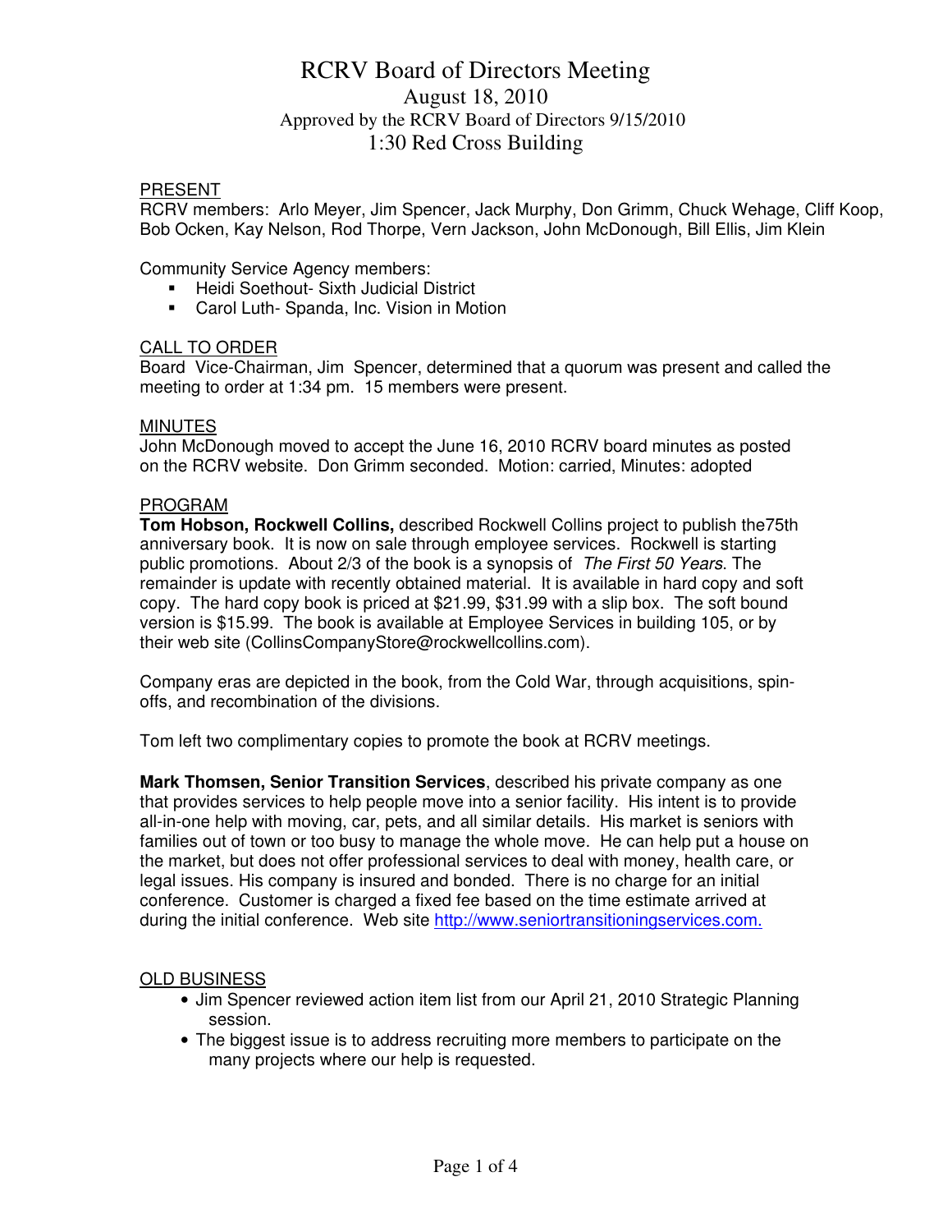# RCRV Board of Directors Meeting

## August 18, 2010

Approved by the RCRV Board of Directors 9/15/2010

1:30 Red Cross Building

### PRESENT

RCRV members: Arlo Meyer, Jim Spencer, Jack Murphy, Don Grimm, Chuck Wehage, Cliff Koop, Bob Ocken, Kay Nelson, Rod Thorpe, Vern Jackson, John McDonough, Bill Ellis, Jim Klein

Community Service Agency members:

- Heidi Soethout- Sixth Judicial District
- Carol Luth- Spanda, Inc. Vision in Motion

### CALL TO ORDER

Board Vice-Chairman, Jim Spencer, determined that a quorum was present and called the meeting to order at 1:34 pm. 15 members were present.

### MINUTES

John McDonough moved to accept the June 16, 2010 RCRV board minutes as posted on the RCRV website. Don Grimm seconded. Motion: carried, Minutes: adopted

### PROGRAM

**Tom Hobson, Rockwell Collins,** described Rockwell Collins project to publish the75th anniversary book. It is now on sale through employee services. Rockwell is starting public promotions. About 2/3 of the book is a synopsis of *The First 50 Years*. The remainder is update with recently obtained material. It is available in hard copy and soft copy. The hard copy book is priced at $21.99, $31.99 with a slip box. The soft bound version is $15.99. The book is available at Employee Services in building 105, or by their web site (CollinsCompanyStore@rockwellcollins.com).

Company eras are depicted in the book, from the Cold War, through acquisitions, spin-offs, and recombination of the divisions.

Tom left two complimentary copies to promote the book at RCRV meetings.

**Mark Thomsen, Senior Transition Services**, described his private company as one that provides services to help people move into a senior facility. His intent is to provide all-in-one help with moving, car, pets, and all similar details. His market is seniors with families out of town or too busy to manage the whole move. He can help put a house on the market, but does not offer professional services to deal with money, health care, or legal issues. His company is insured and bonded. There is no charge for an initial conference. Customer is charged a fixed fee based on the time estimate arrived at during the initial conference. Web site http://www.seniortransitioningservices.com.

### OLD BUSINESS

- Jim Spencer reviewed action item list from our April 21, 2010 Strategic Planning session.
- The biggest issue is to address recruiting more members to participate on the many projects where our help is requested.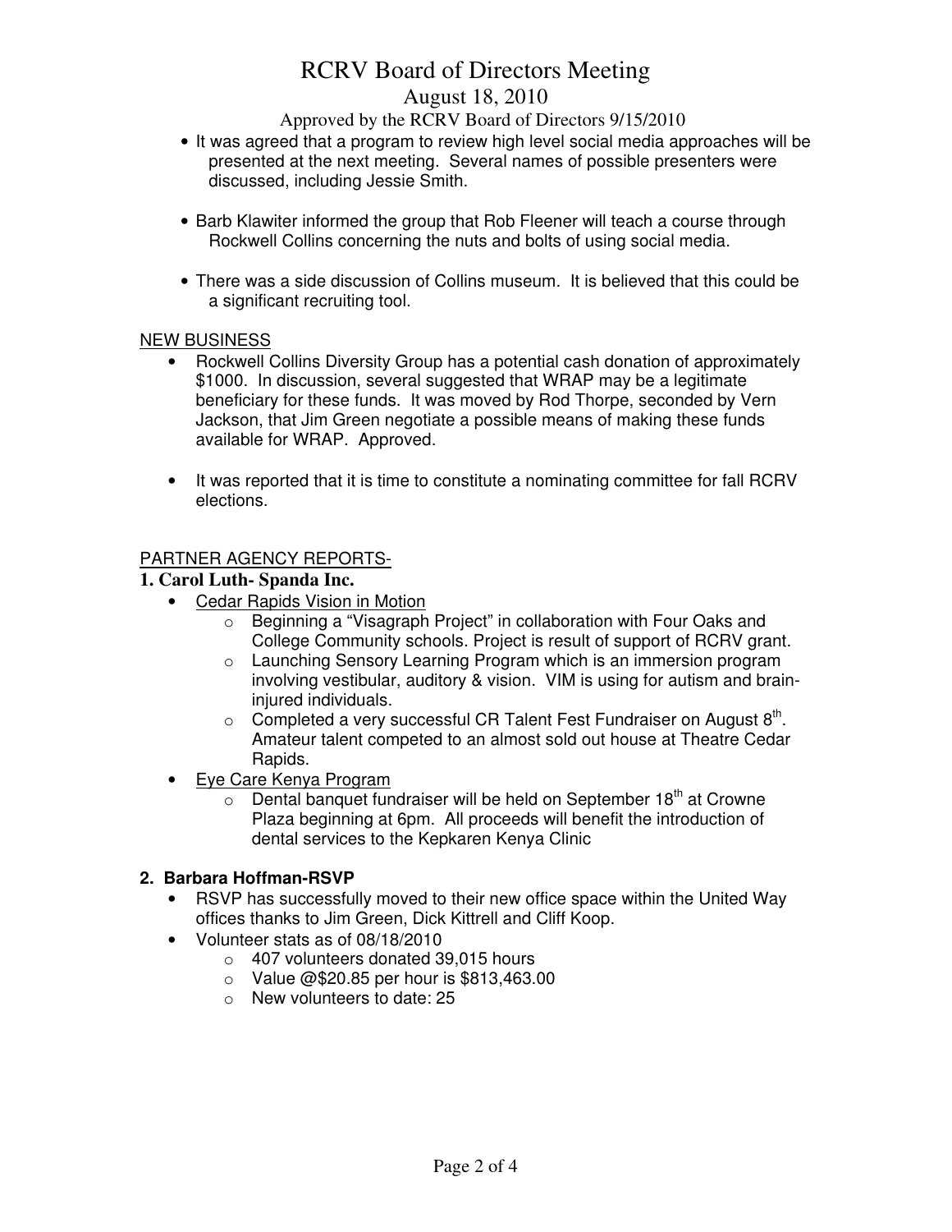- It was agreed that a program to review high level social media approaches will be presented at the next meeting. Several names of possible presenters were discussed, including Jessie Smith.

- Barb Klawiter informed the group that Rob Fleener will teach a course through Rockwell Collins concerning the nuts and bolts of using social media.

- There was a side discussion of Collins museum. It is believed that this could be a significant recruiting tool.

NEW BUSINESS

- Rockwell Collins Diversity Group has a potential cash donation of approximately $1000. In discussion, several suggested that WRAP may be a legitimate beneficiary for these funds. It was moved by Rod Thorpe, seconded by Vern Jackson, that Jim Green negotiate a possible means of making these funds available for WRAP. Approved.

- It was reported that it is time to constitute a nominating committee for fall RCRV elections.

PARTNER AGENCY REPORTS-

**1. Carol Luth- Spanda Inc.**

- Cedar Rapids Vision in Motion
  - Beginning a "Visagraph Project" in collaboration with Four Oaks and College Community schools. Project is result of support of RCRV grant.
  - Launching Sensory Learning Program which is an immersion program involving vestibular, auditory & vision. VIM is using for autism and brain-injured individuals.
  - Completed a very successful CR Talent Fest Fundraiser on August 8th. Amateur talent competed to an almost sold out house at Theatre Cedar Rapids.
- Eye Care Kenya Program
  - Dental banquet fundraiser will be held on September 18th at Crowne Plaza beginning at 6pm. All proceeds will benefit the introduction of dental services to the Kepkaren Kenya Clinic

**2. Barbara Hoffman-RSVP**

- RSVP has successfully moved to their new office space within the United Way offices thanks to Jim Green, Dick Kittrell and Cliff Koop.
- Volunteer stats as of 08/18/2010
  - 407 volunteers donated 39,015 hours
  - Value @$20.85 per hour is $813,463.00
  - New volunteers to date: 25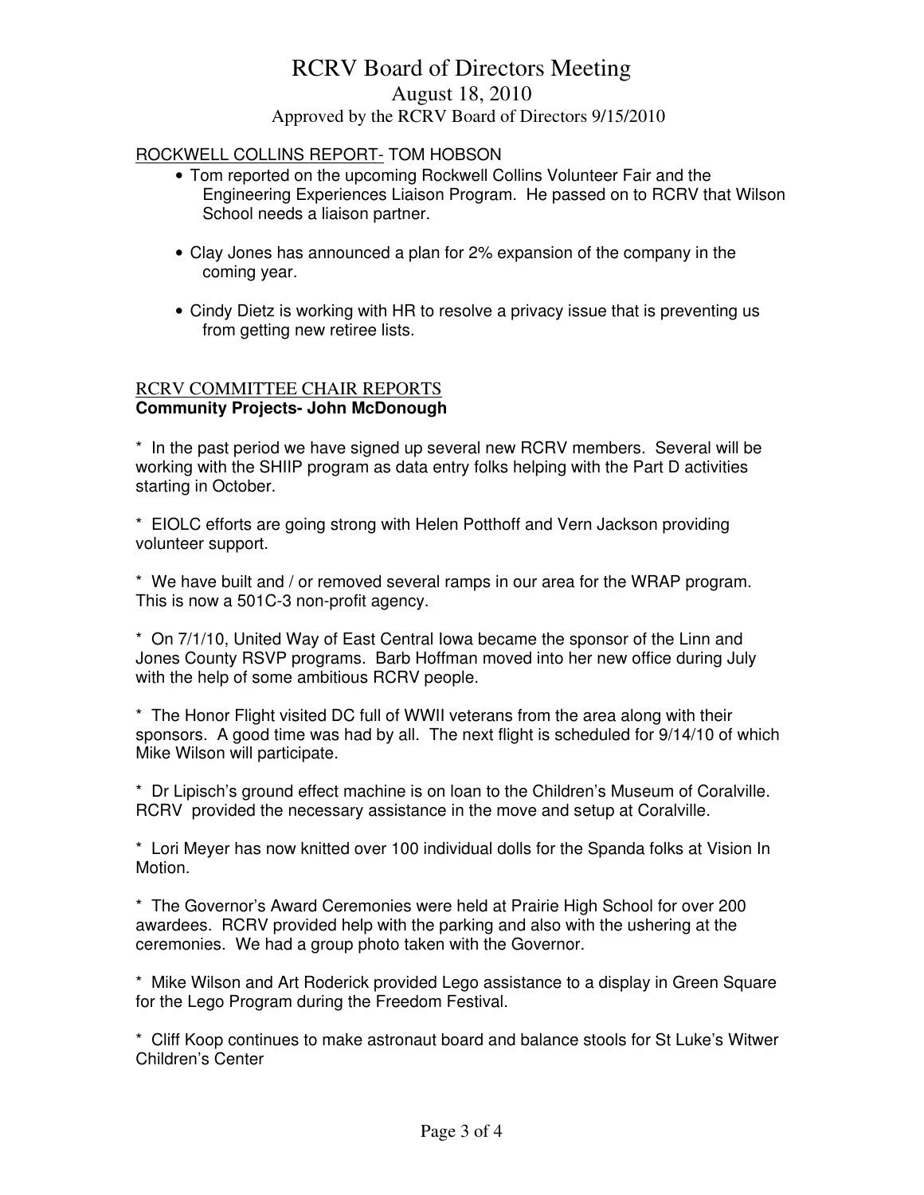# RCRV Board of Directors Meeting

August 18, 2010

Approved by the RCRV Board of Directors 9/15/2010

ROCKWELL COLLINS REPORT- TOM HOBSON

- Tom reported on the upcoming Rockwell Collins Volunteer Fair and the Engineering Experiences Liaison Program. He passed on to RCRV that Wilson School needs a liaison partner.
- Clay Jones has announced a plan for 2% expansion of the company in the coming year.
- Cindy Dietz is working with HR to resolve a privacy issue that is preventing us from getting new retiree lists.

RCRV COMMITTEE CHAIR REPORTS

**Community Projects- John McDonough**

* In the past period we have signed up several new RCRV members. Several will be working with the SHIIP program as data entry folks helping with the Part D activities starting in October.

* EIOLC efforts are going strong with Helen Potthoff and Vern Jackson providing volunteer support.

* We have built and / or removed several ramps in our area for the WRAP program. This is now a 501C-3 non-profit agency.

* On 7/1/10, United Way of East Central Iowa became the sponsor of the Linn and Jones County RSVP programs. Barb Hoffman moved into her new office during July with the help of some ambitious RCRV people.

* The Honor Flight visited DC full of WWII veterans from the area along with their sponsors. A good time was had by all. The next flight is scheduled for 9/14/10 of which Mike Wilson will participate.

* Dr Lipisch's ground effect machine is on loan to the Children's Museum of Coralville. RCRV provided the necessary assistance in the move and setup at Coralville.

* Lori Meyer has now knitted over 100 individual dolls for the Spanda folks at Vision In Motion.

* The Governor's Award Ceremonies were held at Prairie High School for over 200 awardees. RCRV provided help with the parking and also with the ushering at the ceremonies. We had a group photo taken with the Governor.

* Mike Wilson and Art Roderick provided Lego assistance to a display in Green Square for the Lego Program during the Freedom Festival.

* Cliff Koop continues to make astronaut board and balance stools for St Luke's Witwer Children's Center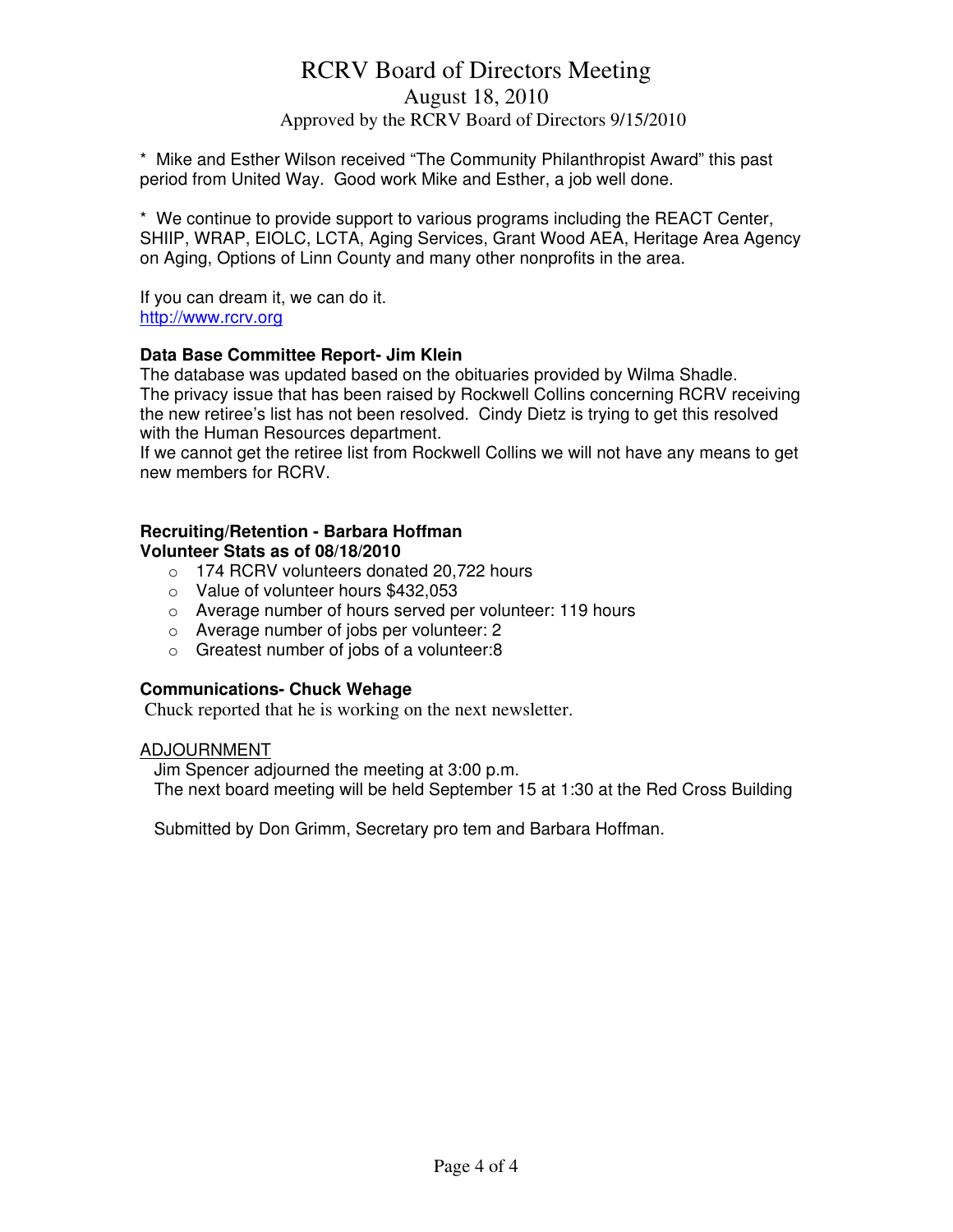\* Mike and Esther Wilson received "The Community Philanthropist Award" this past period from United Way. Good work Mike and Esther, a job well done.

\* We continue to provide support to various programs including the REACT Center, SHIIP, WRAP, EIOLC, LCTA, Aging Services, Grant Wood AEA, Heritage Area Agency on Aging, Options of Linn County and many other nonprofits in the area.

If you can dream it, we can do it.
http://www.rcrv.org

**Data Base Committee Report- Jim Klein**

The database was updated based on the obituaries provided by Wilma Shadle.
The privacy issue that has been raised by Rockwell Collins concerning RCRV receiving the new retiree's list has not been resolved. Cindy Dietz is trying to get this resolved with the Human Resources department.
If we cannot get the retiree list from Rockwell Collins we will not have any means to get new members for RCRV.

**Recruiting/Retention - Barbara Hoffman**
**Volunteer Stats as of 08/18/2010**

- 174 RCRV volunteers donated 20,722 hours
- Value of volunteer hours $432,053
- Average number of hours served per volunteer: 119 hours
- Average number of jobs per volunteer: 2
- Greatest number of jobs of a volunteer:8

**Communications- Chuck Wehage**

Chuck reported that he is working on the next newsletter.

ADJOURNMENT

Jim Spencer adjourned the meeting at 3:00 p.m.
The next board meeting will be held September 15 at 1:30 at the Red Cross Building

Submitted by Don Grimm, Secretary pro tem and Barbara Hoffman.